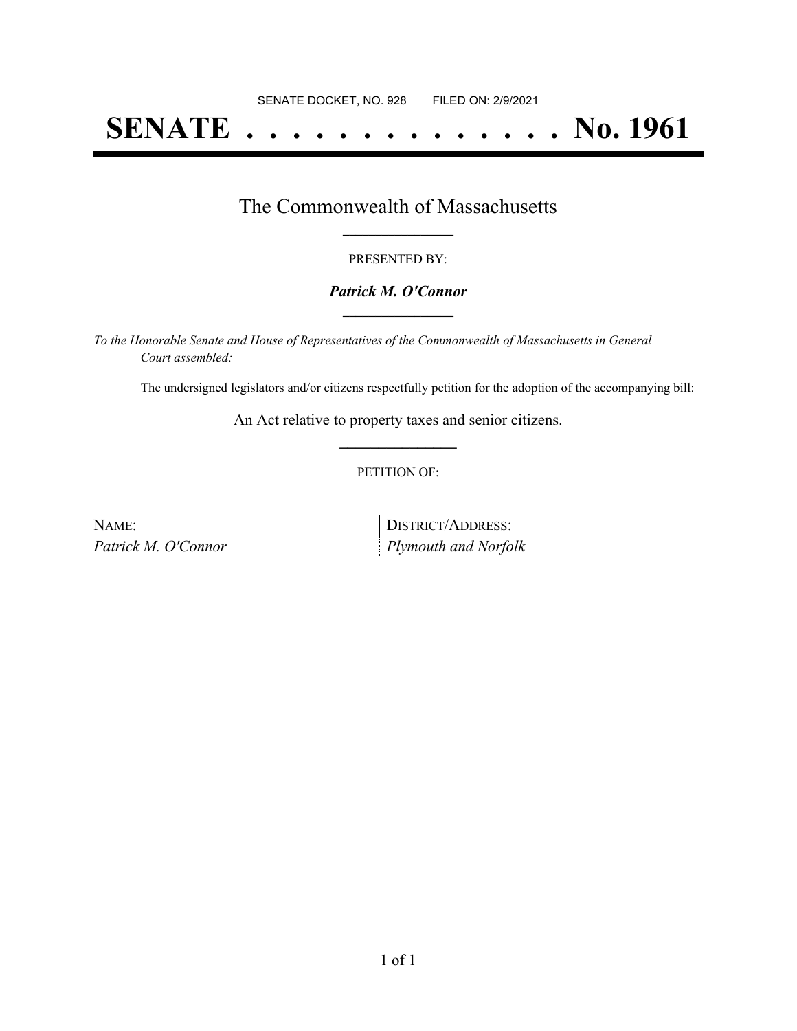SENATE DOCKET, NO. 928 FILED ON: 2/9/2021

# SENATE . . . . . . . . . . . . . . No. 1961

## The Commonwealth of Massachusetts

PRESENTED BY:

***Patrick M. O'Connor***

*To the Honorable Senate and House of Representatives of the Commonwealth of Massachusetts in General Court assembled:*

The undersigned legislators and/or citizens respectfully petition for the adoption of the accompanying bill:

An Act relative to property taxes and senior citizens.

PETITION OF:

| NAME: | DISTRICT/ADDRESS: |
|---|---|
| *Patrick M. O'Connor* | *Plymouth and Norfolk* |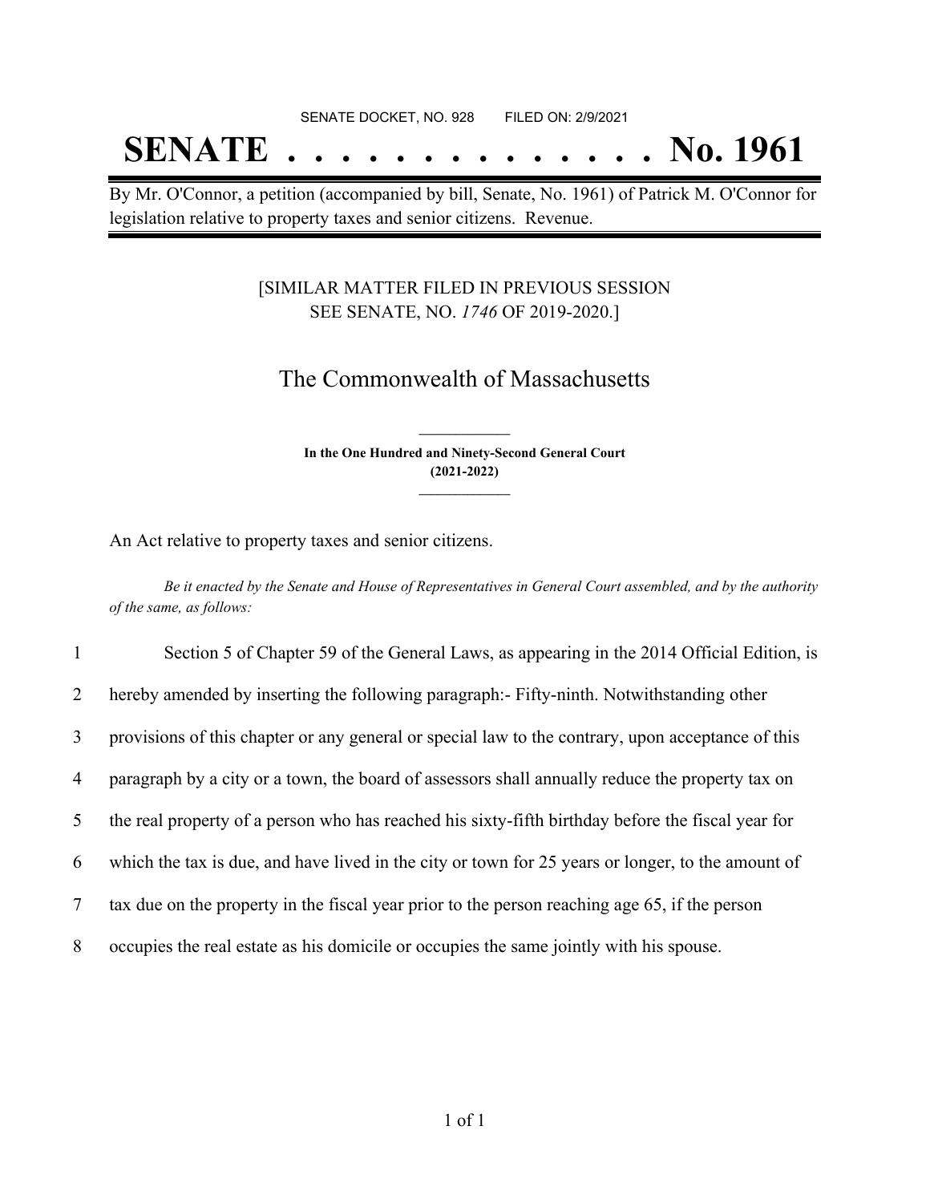SENATE DOCKET, NO. 928 FILED ON: 2/9/2021

# SENATE . . . . . . . . . . . . . . No. 1961

By Mr. O'Connor, a petition (accompanied by bill, Senate, No. 1961) of Patrick M. O'Connor for legislation relative to property taxes and senior citizens. Revenue.

[SIMILAR MATTER FILED IN PREVIOUS SESSION SEE SENATE, NO. *1746* OF 2019-2020.]

## The Commonwealth of Massachusetts

**In the One Hundred and Ninety-Second General Court (2021-2022)**

An Act relative to property taxes and senior citizens.

*Be it enacted by the Senate and House of Representatives in General Court assembled, and by the authority of the same, as follows:*

1 Section 5 of Chapter 59 of the General Laws, as appearing in the 2014 Official Edition, is
2 hereby amended by inserting the following paragraph:- Fifty-ninth. Notwithstanding other
3 provisions of this chapter or any general or special law to the contrary, upon acceptance of this
4 paragraph by a city or a town, the board of assessors shall annually reduce the property tax on
5 the real property of a person who has reached his sixty-fifth birthday before the fiscal year for
6 which the tax is due, and have lived in the city or town for 25 years or longer, to the amount of
7 tax due on the property in the fiscal year prior to the person reaching age 65, if the person
8 occupies the real estate as his domicile or occupies the same jointly with his spouse.